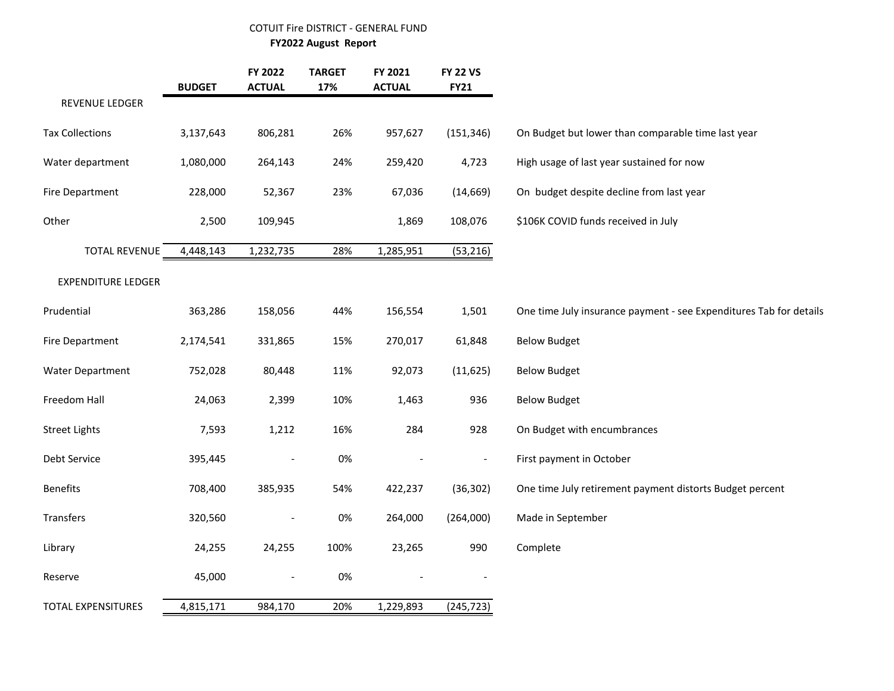# COTUIT Fire DISTRICT - GENERAL FUND

## FY2022 August Report

| | BUDGET | FY 2022 ACTUAL | TARGET 17% | FY 2021 ACTUAL | FY 22 VS FY21 | |
|---|---|---|---|---|---|---|
| **REVENUE LEDGER** | | | | | | |
| Tax Collections | 3,137,643 | 806,281 | 26% | 957,627 | (151,346) | On Budget but lower than comparable time last year |
| Water department | 1,080,000 | 264,143 | 24% | 259,420 | 4,723 | High usage of last year sustained for now |
| Fire Department | 228,000 | 52,367 | 23% | 67,036 | (14,669) | On budget despite decline from last year |
| Other | 2,500 | 109,945 | | 1,869 | 108,076 | $106K COVID funds received in July |
| TOTAL REVENUE | 4,448,143 | 1,232,735 | 28% | 1,285,951 | (53,216) | |
| **EXPENDITURE LEDGER** | | | | | | |
| Prudential | 363,286 | 158,056 | 44% | 156,554 | 1,501 | One time July insurance payment - see Expenditures Tab for details |
| Fire Department | 2,174,541 | 331,865 | 15% | 270,017 | 61,848 | Below Budget |
| Water Department | 752,028 | 80,448 | 11% | 92,073 | (11,625) | Below Budget |
| Freedom Hall | 24,063 | 2,399 | 10% | 1,463 | 936 | Below Budget |
| Street Lights | 7,593 | 1,212 | 16% | 284 | 928 | On Budget with encumbrances |
| Debt Service | 395,445 | - | 0% | - | - | First payment in October |
| Benefits | 708,400 | 385,935 | 54% | 422,237 | (36,302) | One time July retirement payment distorts Budget percent |
| Transfers | 320,560 | - | 0% | 264,000 | (264,000) | Made in September |
| Library | 24,255 | 24,255 | 100% | 23,265 | 990 | Complete |
| Reserve | 45,000 | - | 0% | - | - | |
| TOTAL EXPENSITURES | 4,815,171 | 984,170 | 20% | 1,229,893 | (245,723) | |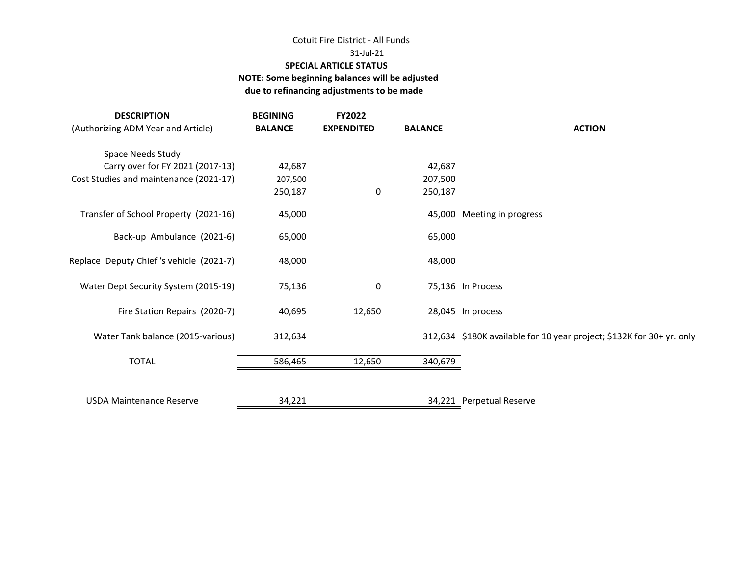Cotuit Fire District - All Funds

31-Jul-21

**SPECIAL ARTICLE STATUS**

**NOTE: Some beginning balances will be adjusted due to refinancing adjustments to be made**

| **DESCRIPTION** (Authorizing ADM Year and Article) | **BEGINING BALANCE** | **FY2022 EXPENDITED** | **BALANCE** | **ACTION** |
|---|---|---|---|---|
| Space Needs Study | | | | |
| Carry over for FY 2021 (2017-13) | 42,687 | | 42,687 | |
| Cost Studies and maintenance (2021-17) | 207,500 | | 207,500 | |
| | 250,187 | 0 | 250,187 | |
| Transfer of School Property (2021-16) | 45,000 | | 45,000 | Meeting in progress |
| Back-up Ambulance (2021-6) | 65,000 | | 65,000 | |
| Replace Deputy Chief 's vehicle (2021-7) | 48,000 | | 48,000 | |
| Water Dept Security System (2015-19) | 75,136 | 0 | 75,136 | In Process |
| Fire Station Repairs (2020-7) | 40,695 | 12,650 | 28,045 | In process |
| Water Tank balance (2015-various) | 312,634 | | 312,634 | $180K available for 10 year project; $132K for 30+ yr. only |
| TOTAL | 586,465 | 12,650 | 340,679 | |
| | | | | |
| USDA Maintenance Reserve | 34,221 | | 34,221 | Perpetual Reserve |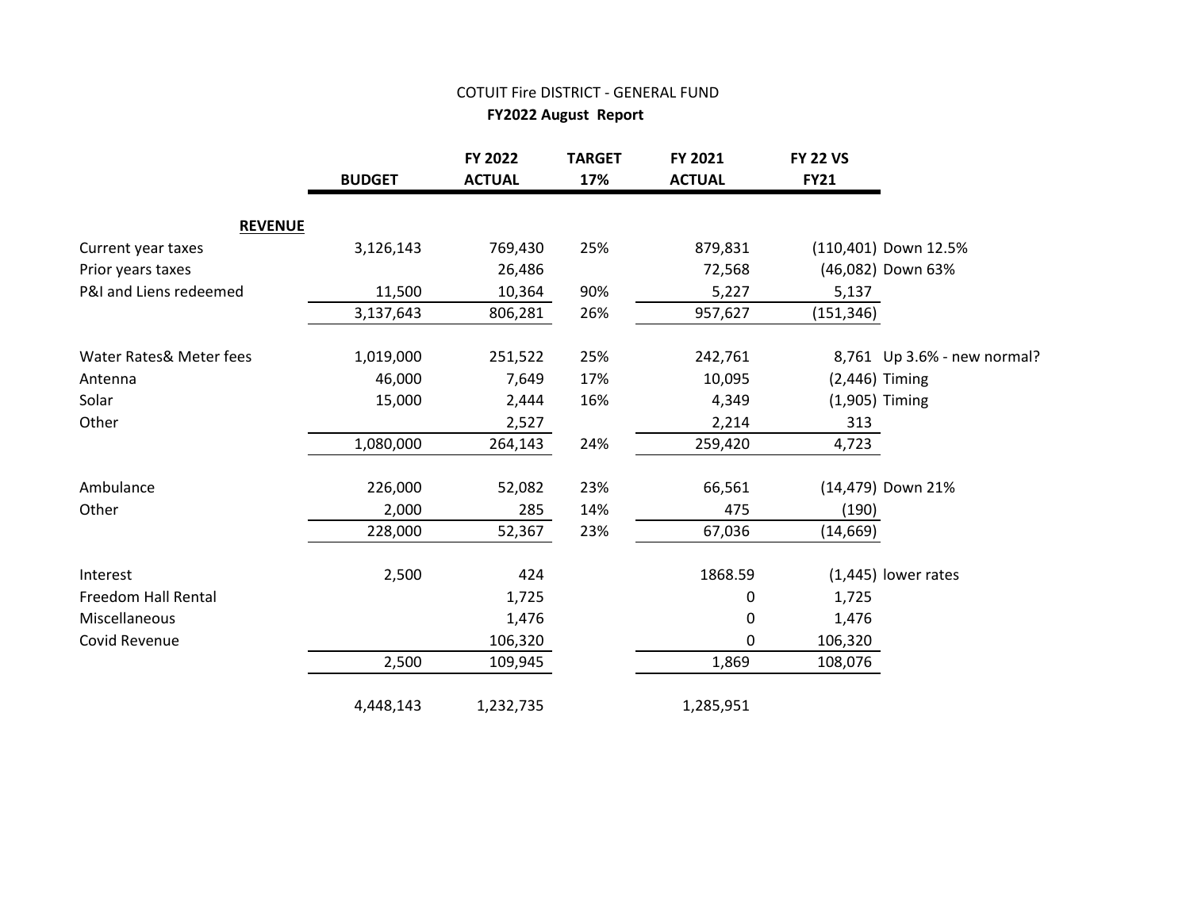# COTUIT Fire DISTRICT - GENERAL FUND

**FY2022 August Report**

| | BUDGET | FY 2022 ACTUAL | TARGET 17% | FY 2021 ACTUAL | FY 22 VS FY21 | |
|---|---|---|---|---|---|---|
| **REVENUE** | | | | | | |
| Current year taxes | 3,126,143 | 769,430 | 25% | 879,831 | (110,401) | Down 12.5% |
| Prior years taxes | | 26,486 | | 72,568 | (46,082) | Down 63% |
| P&I and Liens redeemed | 11,500 | 10,364 | 90% | 5,227 | 5,137 | |
| | 3,137,643 | 806,281 | 26% | 957,627 | (151,346) | |
| Water Rates& Meter fees | 1,019,000 | 251,522 | 25% | 242,761 | 8,761 | Up 3.6% - new normal? |
| Antenna | 46,000 | 7,649 | 17% | 10,095 | (2,446) | Timing |
| Solar | 15,000 | 2,444 | 16% | 4,349 | (1,905) | Timing |
| Other | | 2,527 | | 2,214 | 313 | |
| | 1,080,000 | 264,143 | 24% | 259,420 | 4,723 | |
| Ambulance | 226,000 | 52,082 | 23% | 66,561 | (14,479) | Down 21% |
| Other | 2,000 | 285 | 14% | 475 | (190) | |
| | 228,000 | 52,367 | 23% | 67,036 | (14,669) | |
| Interest | 2,500 | 424 | | 1868.59 | (1,445) | lower rates |
| Freedom Hall Rental | | 1,725 | | 0 | 1,725 | |
| Miscellaneous | | 1,476 | | 0 | 1,476 | |
| Covid Revenue | | 106,320 | | 0 | 106,320 | |
| | 2,500 | 109,945 | | 1,869 | 108,076 | |
| | 4,448,143 | 1,232,735 | | 1,285,951 | | |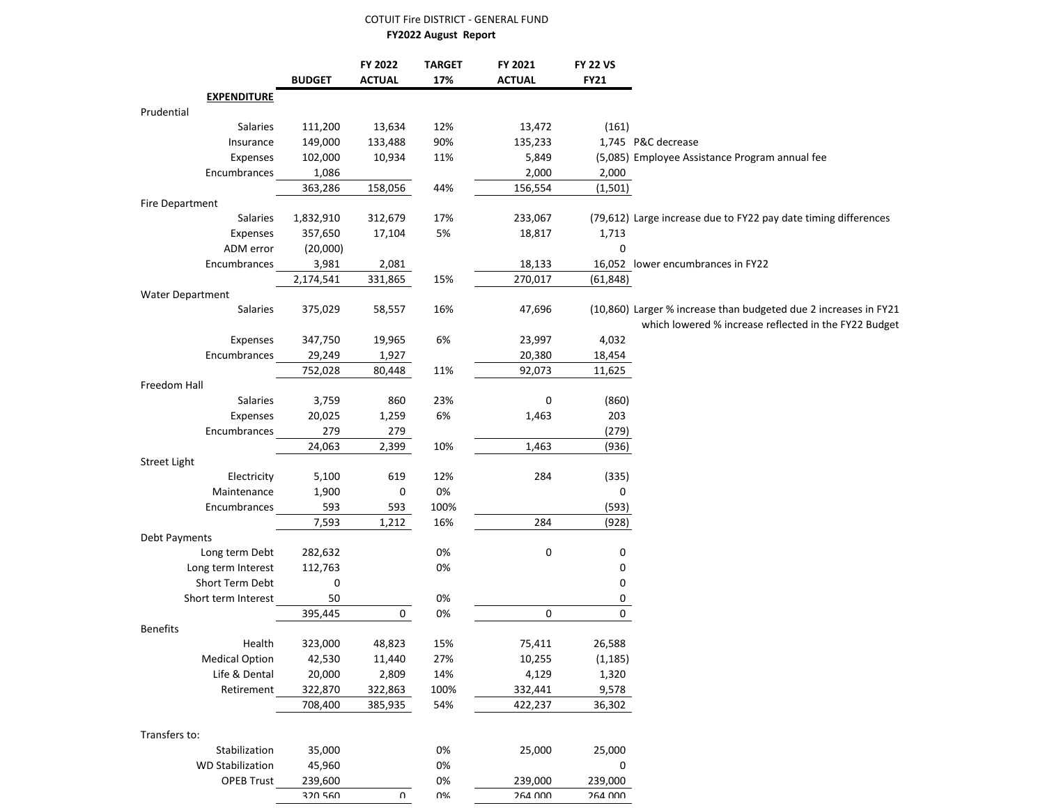COTUIT Fire DISTRICT - GENERAL FUND

**FY2022 August Report**

| | | BUDGET | FY 2022 ACTUAL | TARGET 17% | FY 2021 ACTUAL | FY 22 VS FY21 | |
|---|---|---|---|---|---|---|---|
| **EXPENDITURE** | | | | | | | |
| Prudential | | | | | | | |
| | Salaries | 111,200 | 13,634 | 12% | 13,472 | (161) | |
| | Insurance | 149,000 | 133,488 | 90% | 135,233 | 1,745 | P&C decrease |
| | Expenses | 102,000 | 10,934 | 11% | 5,849 | (5,085) | Employee Assistance Program annual fee |
| | Encumbrances | 1,086 | | | 2,000 | 2,000 | |
| | | 363,286 | 158,056 | 44% | 156,554 | (1,501) | |
| Fire Department | | | | | | | |
| | Salaries | 1,832,910 | 312,679 | 17% | 233,067 | (79,612) | Large increase due to FY22 pay date timing differences |
| | Expenses | 357,650 | 17,104 | 5% | 18,817 | 1,713 | |
| | ADM error | (20,000) | | | | 0 | |
| | Encumbrances | 3,981 | 2,081 | | 18,133 | 16,052 | lower encumbrances in FY22 |
| | | 2,174,541 | 331,865 | 15% | 270,017 | (61,848) | |
| Water Department | | | | | | | |
| | Salaries | 375,029 | 58,557 | 16% | 47,696 | (10,860) | Larger % increase than budgeted due 2 increases in FY21 which lowered % increase reflected in the FY22 Budget |
| | Expenses | 347,750 | 19,965 | 6% | 23,997 | 4,032 | |
| | Encumbrances | 29,249 | 1,927 | | 20,380 | 18,454 | |
| | | 752,028 | 80,448 | 11% | 92,073 | 11,625 | |
| Freedom Hall | | | | | | | |
| | Salaries | 3,759 | 860 | 23% | 0 | (860) | |
| | Expenses | 20,025 | 1,259 | 6% | 1,463 | 203 | |
| | Encumbrances | 279 | 279 | | | (279) | |
| | | 24,063 | 2,399 | 10% | 1,463 | (936) | |
| Street Light | | | | | | | |
| | Electricity | 5,100 | 619 | 12% | 284 | (335) | |
| | Maintenance | 1,900 | 0 | 0% | | 0 | |
| | Encumbrances | 593 | 593 | 100% | | (593) | |
| | | 7,593 | 1,212 | 16% | 284 | (928) | |
| Debt Payments | | | | | | | |
| | Long term Debt | 282,632 | | 0% | 0 | 0 | |
| | Long term Interest | 112,763 | | 0% | | 0 | |
| | Short Term Debt | 0 | | | | 0 | |
| | Short term Interest | 50 | | 0% | | 0 | |
| | | 395,445 | 0 | 0% | 0 | 0 | |
| Benefits | | | | | | | |
| | Health | 323,000 | 48,823 | 15% | 75,411 | 26,588 | |
| | Medical Option | 42,530 | 11,440 | 27% | 10,255 | (1,185) | |
| | Life & Dental | 20,000 | 2,809 | 14% | 4,129 | 1,320 | |
| | Retirement | 322,870 | 322,863 | 100% | 332,441 | 9,578 | |
| | | 708,400 | 385,935 | 54% | 422,237 | 36,302 | |
| Transfers to: | | | | | | | |
| | Stabilization | 35,000 | | 0% | 25,000 | 25,000 | |
| | WD Stabilization | 45,960 | | 0% | | 0 | |
| | OPEB Trust | 239,600 | | 0% | 239,000 | 239,000 | |
| | | 320,560 | 0 | 0% | 264,000 | 264,000 | |